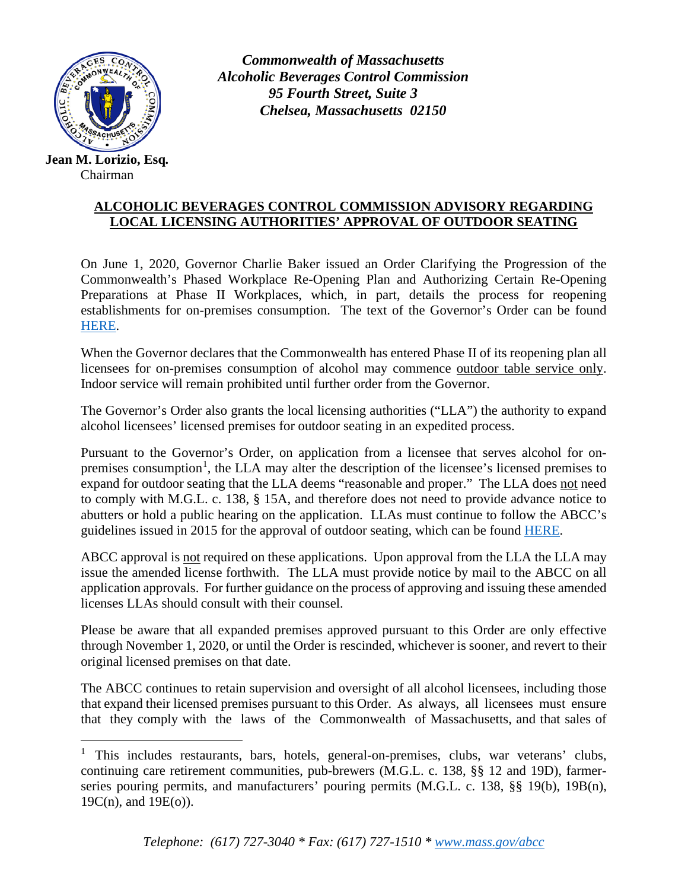*Commonwealth of Massachusetts*
*Alcoholic Beverages Control Commission*
*95 Fourth Street, Suite 3*
*Chelsea, Massachusetts 02150*

**Jean M. Lorizio, Esq.**
Chairman

## ALCOHOLIC BEVERAGES CONTROL COMMISSION ADVISORY REGARDING LOCAL LICENSING AUTHORITIES' APPROVAL OF OUTDOOR SEATING

On June 1, 2020, Governor Charlie Baker issued an Order Clarifying the Progression of the Commonwealth's Phased Workplace Re-Opening Plan and Authorizing Certain Re-Opening Preparations at Phase II Workplaces, which, in part, details the process for reopening establishments for on-premises consumption. The text of the Governor's Order can be found HERE.

When the Governor declares that the Commonwealth has entered Phase II of its reopening plan all licensees for on-premises consumption of alcohol may commence outdoor table service only. Indoor service will remain prohibited until further order from the Governor.

The Governor's Order also grants the local licensing authorities ("LLA") the authority to expand alcohol licensees' licensed premises for outdoor seating in an expedited process.

Pursuant to the Governor's Order, on application from a licensee that serves alcohol for on-premises consumption[1], the LLA may alter the description of the licensee's licensed premises to expand for outdoor seating that the LLA deems "reasonable and proper." The LLA does not need to comply with M.G.L. c. 138, § 15A, and therefore does not need to provide advance notice to abutters or hold a public hearing on the application. LLAs must continue to follow the ABCC's guidelines issued in 2015 for the approval of outdoor seating, which can be found HERE.

ABCC approval is not required on these applications. Upon approval from the LLA the LLA may issue the amended license forthwith. The LLA must provide notice by mail to the ABCC on all application approvals. For further guidance on the process of approving and issuing these amended licenses LLAs should consult with their counsel.

Please be aware that all expanded premises approved pursuant to this Order are only effective through November 1, 2020, or until the Order is rescinded, whichever is sooner, and revert to their original licensed premises on that date.

The ABCC continues to retain supervision and oversight of all alcohol licensees, including those that expand their licensed premises pursuant to this Order. As always, all licensees must ensure that they comply with the laws of the Commonwealth of Massachusetts, and that sales of

---

[1] This includes restaurants, bars, hotels, general-on-premises, clubs, war veterans' clubs, continuing care retirement communities, pub-brewers (M.G.L. c. 138, §§ 12 and 19D), farmer-series pouring permits, and manufacturers' pouring permits (M.G.L. c. 138, §§ 19(b), 19B(n), 19C(n), and 19E(o)).

*Telephone: (617) 727-3040 * Fax: (617) 727-1510 * www.mass.gov/abcc*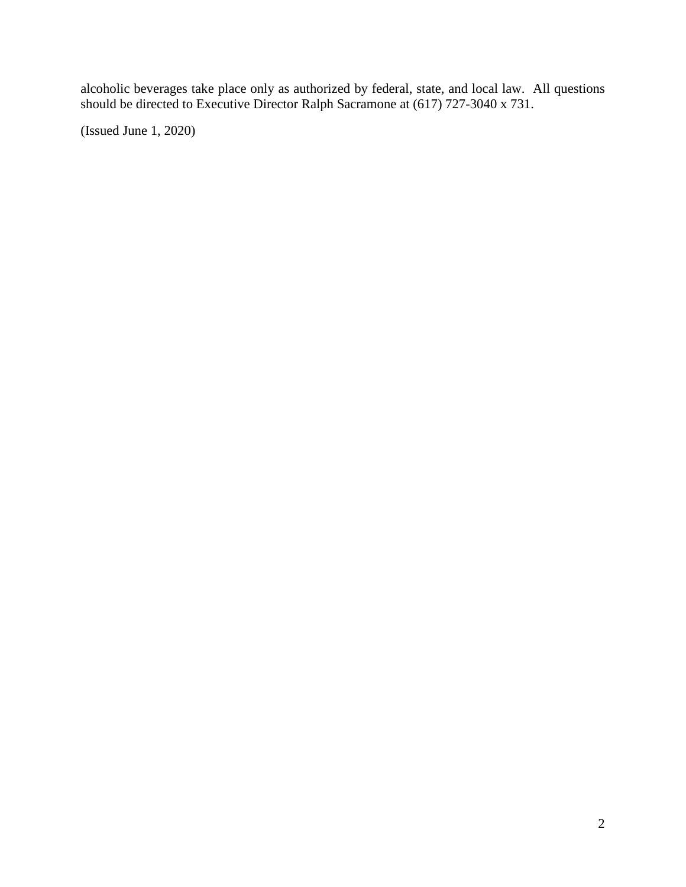alcoholic beverages take place only as authorized by federal, state, and local law. All questions should be directed to Executive Director Ralph Sacramone at (617) 727-3040 x 731.

(Issued June 1, 2020)